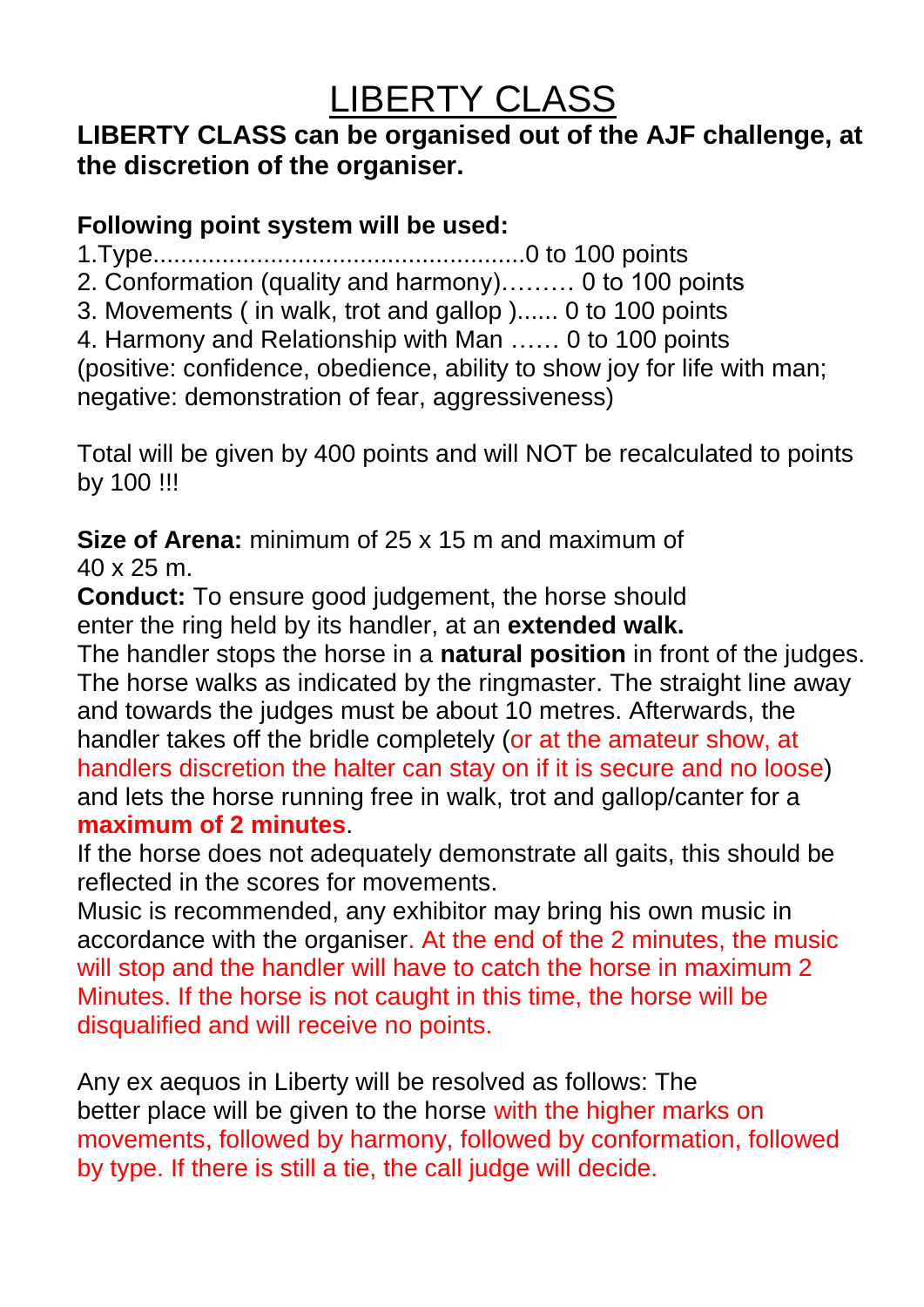# LIBERTY CLASS

**LIBERTY CLASS can be organised out of the AJF challenge, at the discretion of the organiser.**

**Following point system will be used:**

1.Type......................................................0 to 100 points
2. Conformation (quality and harmony)……… 0 to 100 points
3. Movements ( in walk, trot and gallop )...... 0 to 100 points
4. Harmony and Relationship with Man …… 0 to 100 points
(positive: confidence, obedience, ability to show joy for life with man; negative: demonstration of fear, aggressiveness)

Total will be given by 400 points and will NOT be recalculated to points by 100 !!!

**Size of Arena:** minimum of 25 x 15 m and maximum of 40 x 25 m.

**Conduct:** To ensure good judgement, the horse should enter the ring held by its handler, at an **extended walk.**
The handler stops the horse in a **natural position** in front of the judges. The horse walks as indicated by the ringmaster. The straight line away and towards the judges must be about 10 metres. Afterwards, the handler takes off the bridle completely (or at the amateur show, at handlers discretion the halter can stay on if it is secure and no loose) and lets the horse running free in walk, trot and gallop/canter for a **maximum of 2 minutes**.
If the horse does not adequately demonstrate all gaits, this should be reflected in the scores for movements.
Music is recommended, any exhibitor may bring his own music in accordance with the organiser. At the end of the 2 minutes, the music will stop and the handler will have to catch the horse in maximum 2 Minutes. If the horse is not caught in this time, the horse will be disqualified and will receive no points.

Any ex aequos in Liberty will be resolved as follows: The better place will be given to the horse with the higher marks on movements, followed by harmony, followed by conformation, followed by type. If there is still a tie, the call judge will decide.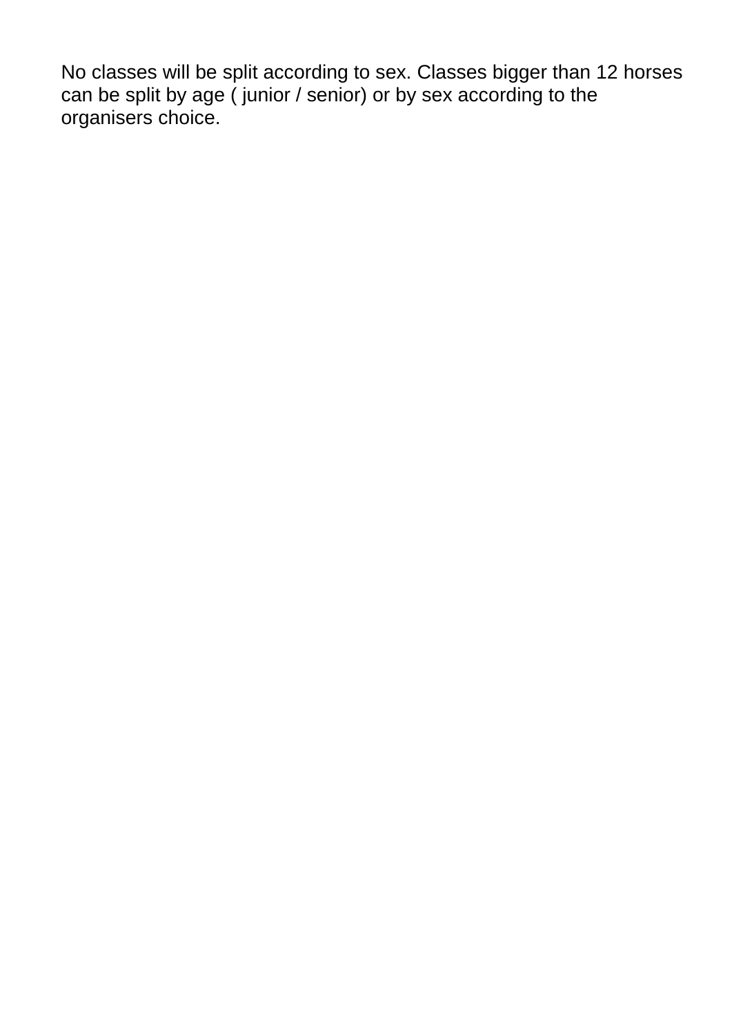No classes will be split according to sex. Classes bigger than 12 horses can be split by age ( junior / senior) or by sex according to the organisers choice.